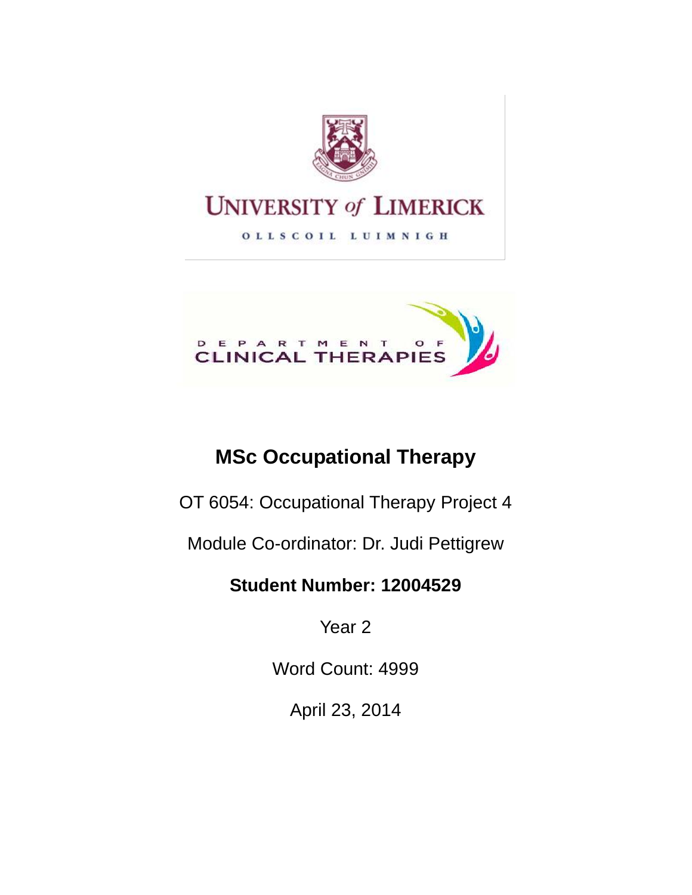UNIVERSITY of LIMERICK

OLLSCOIL LUIMNIGH

DEPARTMENT OF CLINICAL THERAPIES

# MSc Occupational Therapy

OT 6054: Occupational Therapy Project 4

Module Co-ordinator: Dr. Judi Pettigrew

**Student Number: 12004529**

Year 2

Word Count: 4999

April 23, 2014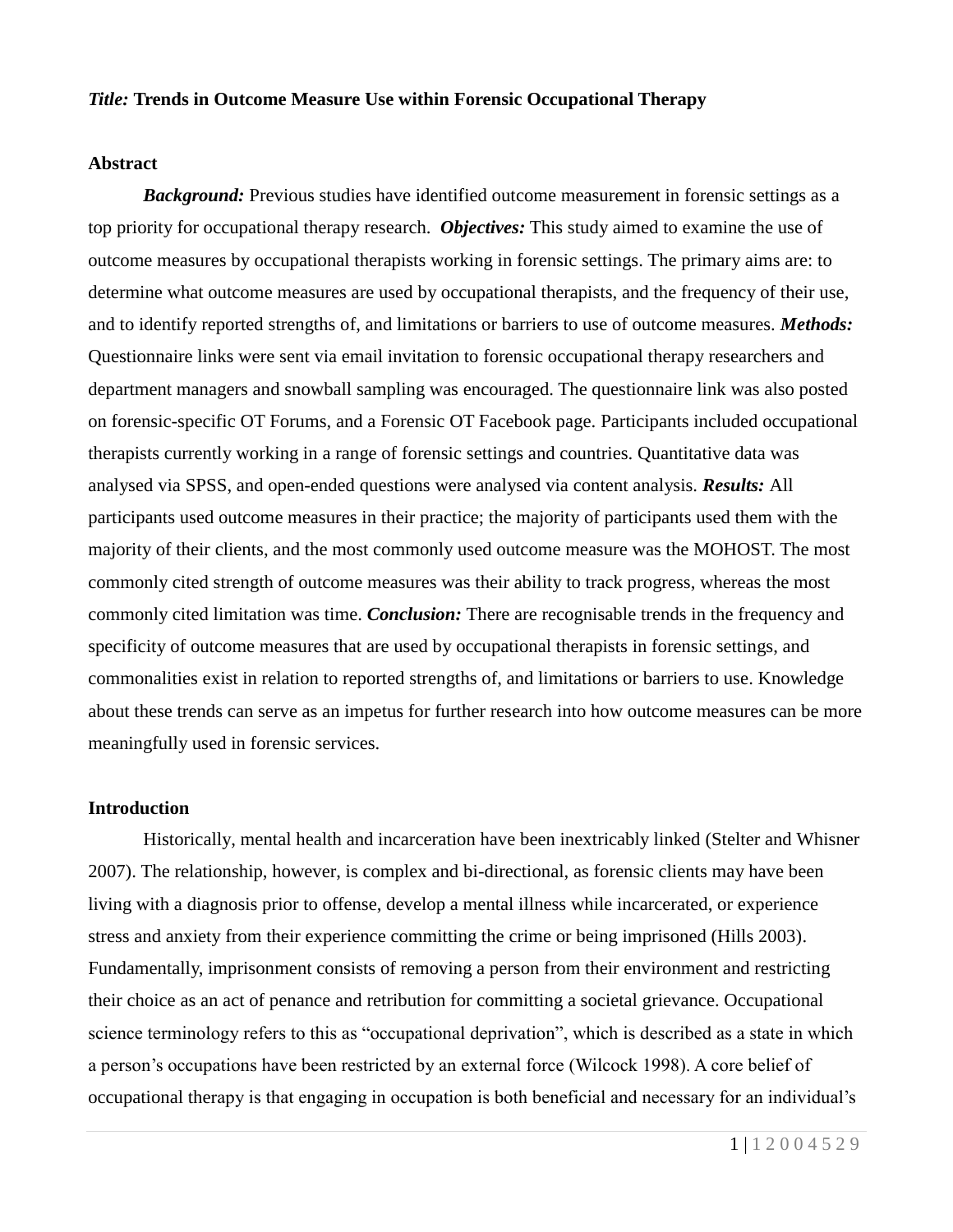*Title:* **Trends in Outcome Measure Use within Forensic Occupational Therapy**

## Abstract

***Background:*** Previous studies have identified outcome measurement in forensic settings as a top priority for occupational therapy research. ***Objectives:*** This study aimed to examine the use of outcome measures by occupational therapists working in forensic settings. The primary aims are: to determine what outcome measures are used by occupational therapists, and the frequency of their use, and to identify reported strengths of, and limitations or barriers to use of outcome measures. ***Methods:*** Questionnaire links were sent via email invitation to forensic occupational therapy researchers and department managers and snowball sampling was encouraged. The questionnaire link was also posted on forensic-specific OT Forums, and a Forensic OT Facebook page. Participants included occupational therapists currently working in a range of forensic settings and countries. Quantitative data was analysed via SPSS, and open-ended questions were analysed via content analysis. ***Results:*** All participants used outcome measures in their practice; the majority of participants used them with the majority of their clients, and the most commonly used outcome measure was the MOHOST. The most commonly cited strength of outcome measures was their ability to track progress, whereas the most commonly cited limitation was time. ***Conclusion:*** There are recognisable trends in the frequency and specificity of outcome measures that are used by occupational therapists in forensic settings, and commonalities exist in relation to reported strengths of, and limitations or barriers to use. Knowledge about these trends can serve as an impetus for further research into how outcome measures can be more meaningfully used in forensic services.

## Introduction

Historically, mental health and incarceration have been inextricably linked (Stelter and Whisner 2007). The relationship, however, is complex and bi-directional, as forensic clients may have been living with a diagnosis prior to offense, develop a mental illness while incarcerated, or experience stress and anxiety from their experience committing the crime or being imprisoned (Hills 2003). Fundamentally, imprisonment consists of removing a person from their environment and restricting their choice as an act of penance and retribution for committing a societal grievance. Occupational science terminology refers to this as "occupational deprivation", which is described as a state in which a person's occupations have been restricted by an external force (Wilcock 1998). A core belief of occupational therapy is that engaging in occupation is both beneficial and necessary for an individual's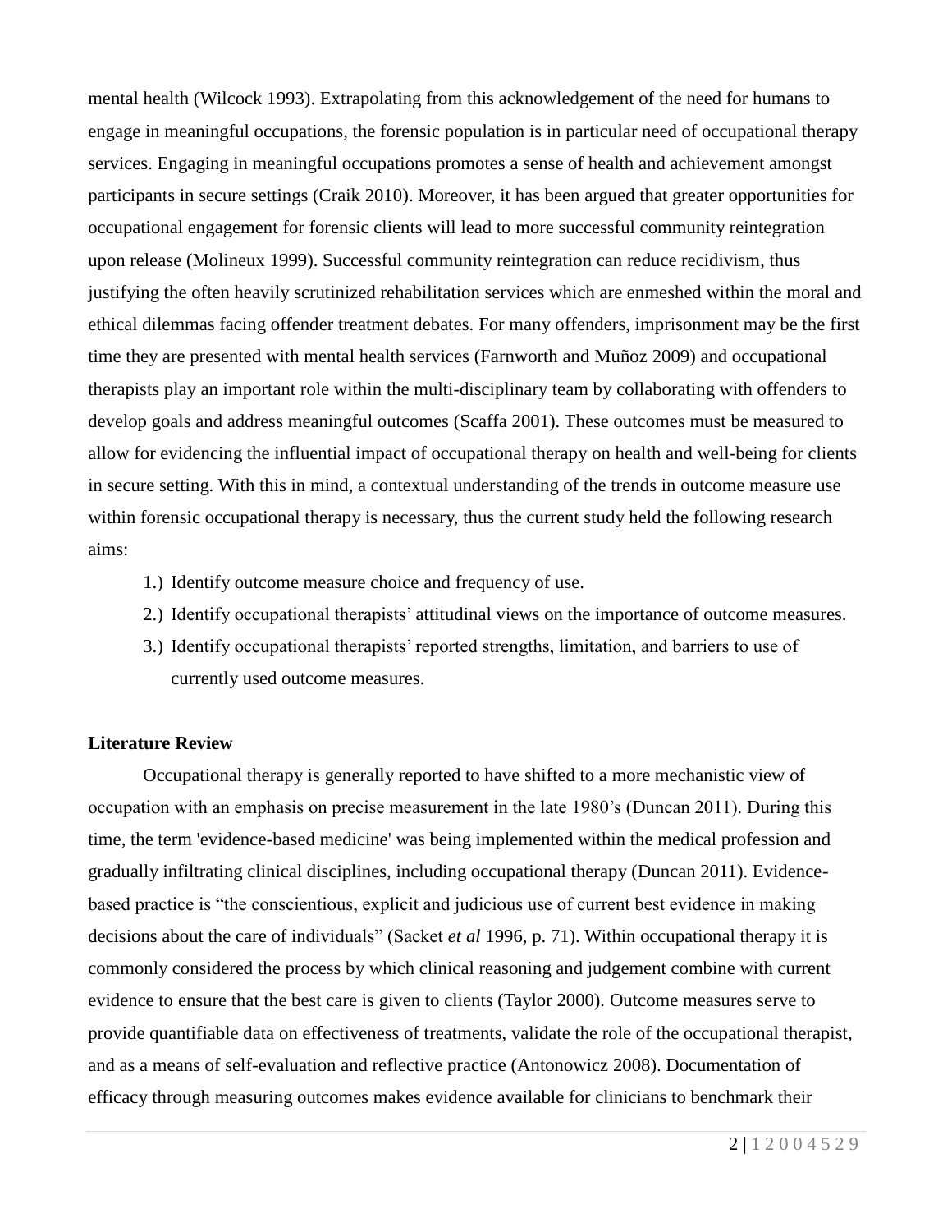mental health (Wilcock 1993). Extrapolating from this acknowledgement of the need for humans to engage in meaningful occupations, the forensic population is in particular need of occupational therapy services. Engaging in meaningful occupations promotes a sense of health and achievement amongst participants in secure settings (Craik 2010). Moreover, it has been argued that greater opportunities for occupational engagement for forensic clients will lead to more successful community reintegration upon release (Molineux 1999). Successful community reintegration can reduce recidivism, thus justifying the often heavily scrutinized rehabilitation services which are enmeshed within the moral and ethical dilemmas facing offender treatment debates. For many offenders, imprisonment may be the first time they are presented with mental health services (Farnworth and Muñoz 2009) and occupational therapists play an important role within the multi-disciplinary team by collaborating with offenders to develop goals and address meaningful outcomes (Scaffa 2001). These outcomes must be measured to allow for evidencing the influential impact of occupational therapy on health and well-being for clients in secure setting. With this in mind, a contextual understanding of the trends in outcome measure use within forensic occupational therapy is necessary, thus the current study held the following research aims:

1.) Identify outcome measure choice and frequency of use.
2.) Identify occupational therapists' attitudinal views on the importance of outcome measures.
3.) Identify occupational therapists' reported strengths, limitation, and barriers to use of currently used outcome measures.

**Literature Review**

Occupational therapy is generally reported to have shifted to a more mechanistic view of occupation with an emphasis on precise measurement in the late 1980's (Duncan 2011). During this time, the term 'evidence-based medicine' was being implemented within the medical profession and gradually infiltrating clinical disciplines, including occupational therapy (Duncan 2011). Evidence-based practice is "the conscientious, explicit and judicious use of current best evidence in making decisions about the care of individuals" (Sacket *et al* 1996, p. 71). Within occupational therapy it is commonly considered the process by which clinical reasoning and judgement combine with current evidence to ensure that the best care is given to clients (Taylor 2000). Outcome measures serve to provide quantifiable data on effectiveness of treatments, validate the role of the occupational therapist, and as a means of self-evaluation and reflective practice (Antonowicz 2008). Documentation of efficacy through measuring outcomes makes evidence available for clinicians to benchmark their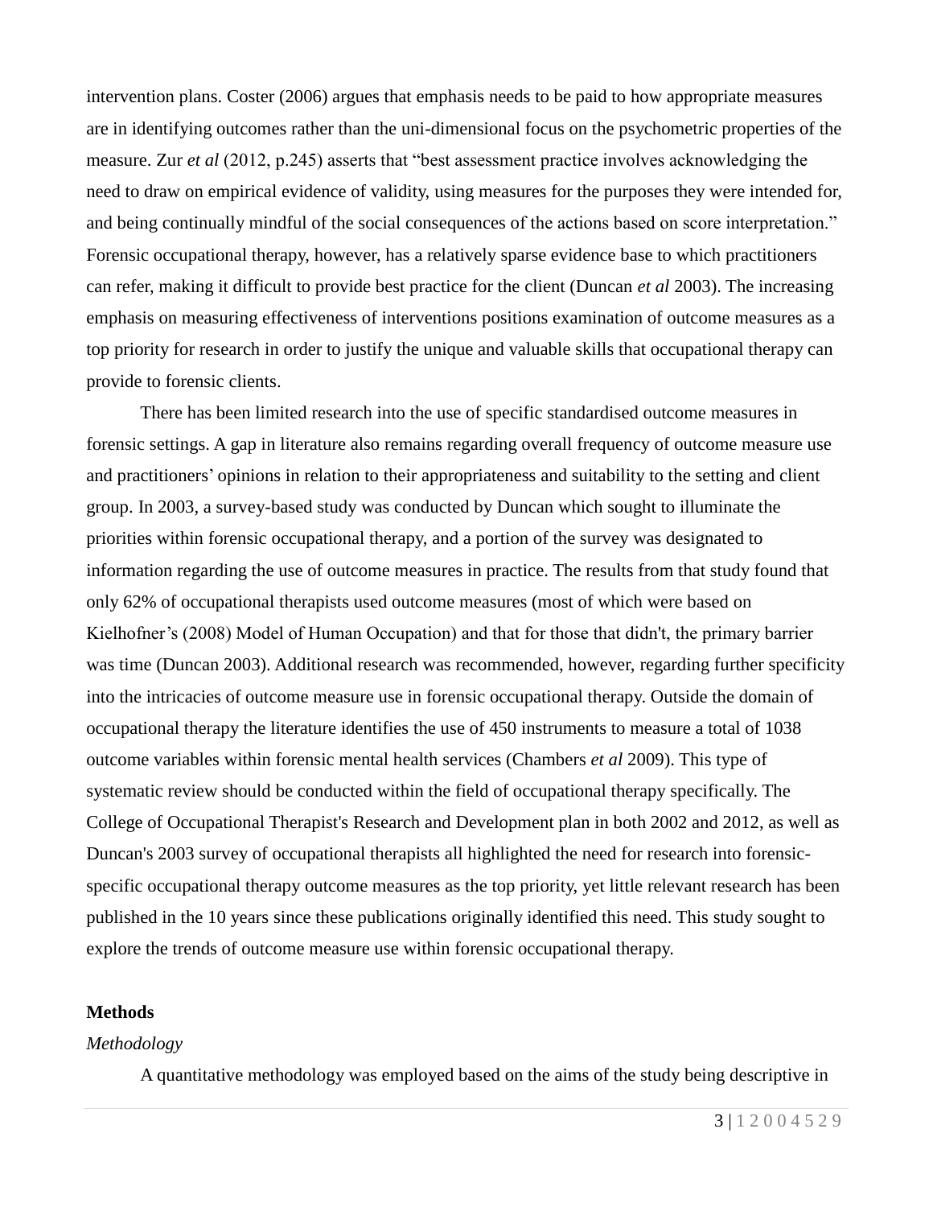intervention plans. Coster (2006) argues that emphasis needs to be paid to how appropriate measures are in identifying outcomes rather than the uni-dimensional focus on the psychometric properties of the measure. Zur *et al* (2012, p.245) asserts that "best assessment practice involves acknowledging the need to draw on empirical evidence of validity, using measures for the purposes they were intended for, and being continually mindful of the social consequences of the actions based on score interpretation." Forensic occupational therapy, however, has a relatively sparse evidence base to which practitioners can refer, making it difficult to provide best practice for the client (Duncan *et al* 2003). The increasing emphasis on measuring effectiveness of interventions positions examination of outcome measures as a top priority for research in order to justify the unique and valuable skills that occupational therapy can provide to forensic clients.

There has been limited research into the use of specific standardised outcome measures in forensic settings. A gap in literature also remains regarding overall frequency of outcome measure use and practitioners' opinions in relation to their appropriateness and suitability to the setting and client group. In 2003, a survey-based study was conducted by Duncan which sought to illuminate the priorities within forensic occupational therapy, and a portion of the survey was designated to information regarding the use of outcome measures in practice. The results from that study found that only 62% of occupational therapists used outcome measures (most of which were based on Kielhofner's (2008) Model of Human Occupation) and that for those that didn't, the primary barrier was time (Duncan 2003). Additional research was recommended, however, regarding further specificity into the intricacies of outcome measure use in forensic occupational therapy. Outside the domain of occupational therapy the literature identifies the use of 450 instruments to measure a total of 1038 outcome variables within forensic mental health services (Chambers *et al* 2009). This type of systematic review should be conducted within the field of occupational therapy specifically. The College of Occupational Therapist's Research and Development plan in both 2002 and 2012, as well as Duncan's 2003 survey of occupational therapists all highlighted the need for research into forensic-specific occupational therapy outcome measures as the top priority, yet little relevant research has been published in the 10 years since these publications originally identified this need. This study sought to explore the trends of outcome measure use within forensic occupational therapy.

## Methods

### *Methodology*

A quantitative methodology was employed based on the aims of the study being descriptive in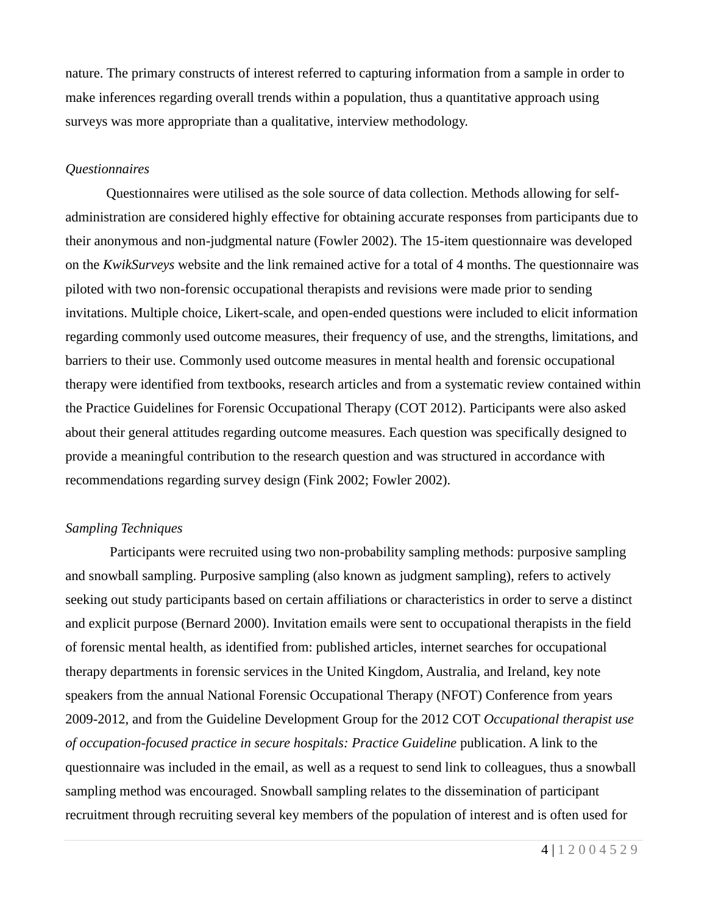nature. The primary constructs of interest referred to capturing information from a sample in order to make inferences regarding overall trends within a population, thus a quantitative approach using surveys was more appropriate than a qualitative, interview methodology.

*Questionnaires*

Questionnaires were utilised as the sole source of data collection. Methods allowing for self-administration are considered highly effective for obtaining accurate responses from participants due to their anonymous and non-judgmental nature (Fowler 2002). The 15-item questionnaire was developed on the *KwikSurveys* website and the link remained active for a total of 4 months. The questionnaire was piloted with two non-forensic occupational therapists and revisions were made prior to sending invitations. Multiple choice, Likert-scale, and open-ended questions were included to elicit information regarding commonly used outcome measures, their frequency of use, and the strengths, limitations, and barriers to their use. Commonly used outcome measures in mental health and forensic occupational therapy were identified from textbooks, research articles and from a systematic review contained within the Practice Guidelines for Forensic Occupational Therapy (COT 2012). Participants were also asked about their general attitudes regarding outcome measures. Each question was specifically designed to provide a meaningful contribution to the research question and was structured in accordance with recommendations regarding survey design (Fink 2002; Fowler 2002).

*Sampling Techniques*

Participants were recruited using two non-probability sampling methods: purposive sampling and snowball sampling. Purposive sampling (also known as judgment sampling), refers to actively seeking out study participants based on certain affiliations or characteristics in order to serve a distinct and explicit purpose (Bernard 2000). Invitation emails were sent to occupational therapists in the field of forensic mental health, as identified from: published articles, internet searches for occupational therapy departments in forensic services in the United Kingdom, Australia, and Ireland, key note speakers from the annual National Forensic Occupational Therapy (NFOT) Conference from years 2009-2012, and from the Guideline Development Group for the 2012 COT *Occupational therapist use of occupation-focused practice in secure hospitals: Practice Guideline* publication. A link to the questionnaire was included in the email, as well as a request to send link to colleagues, thus a snowball sampling method was encouraged. Snowball sampling relates to the dissemination of participant recruitment through recruiting several key members of the population of interest and is often used for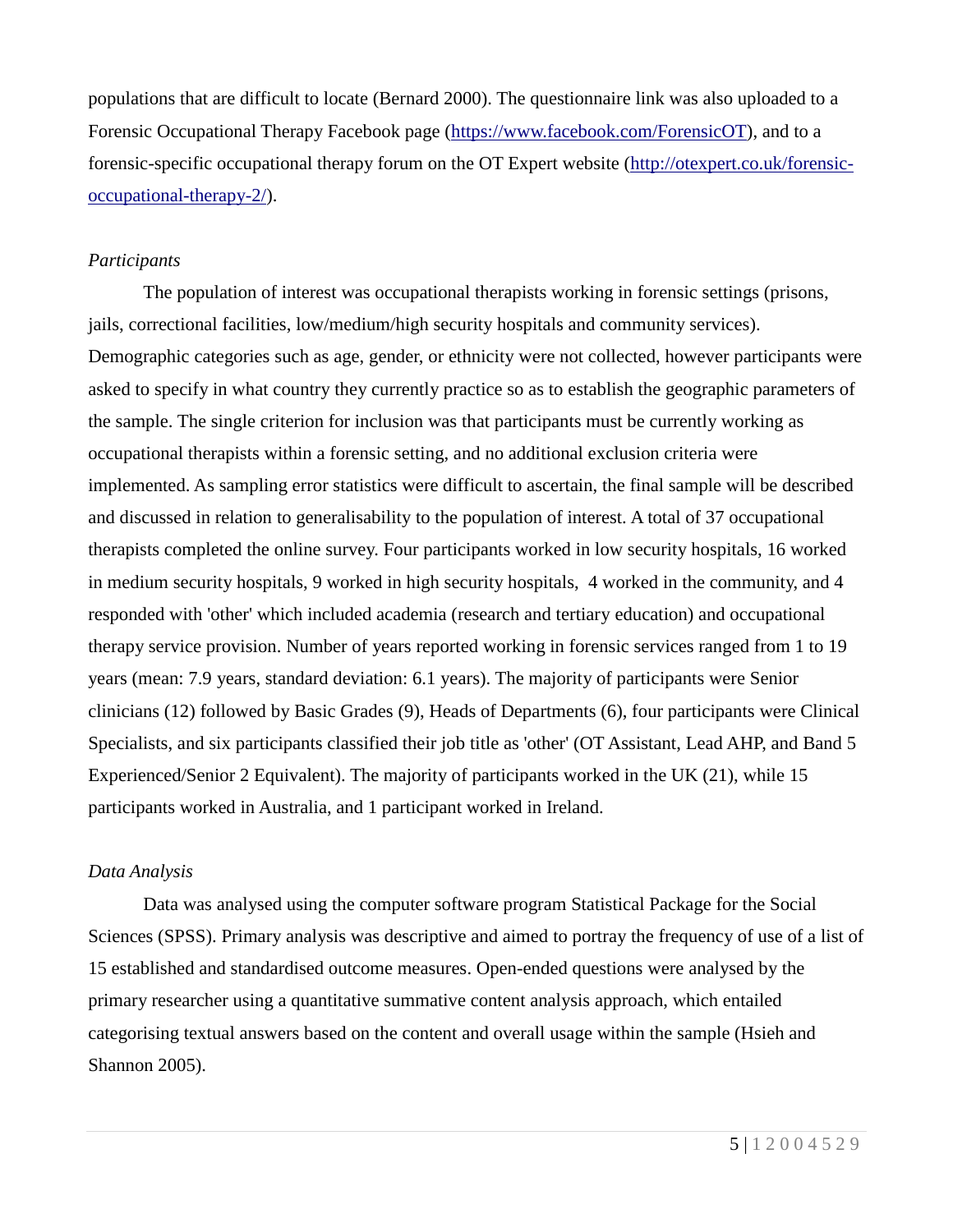populations that are difficult to locate (Bernard 2000). The questionnaire link was also uploaded to a Forensic Occupational Therapy Facebook page (https://www.facebook.com/ForensicOT), and to a forensic-specific occupational therapy forum on the OT Expert website (http://otexpert.co.uk/forensic-occupational-therapy-2/).

*Participants*

The population of interest was occupational therapists working in forensic settings (prisons, jails, correctional facilities, low/medium/high security hospitals and community services). Demographic categories such as age, gender, or ethnicity were not collected, however participants were asked to specify in what country they currently practice so as to establish the geographic parameters of the sample. The single criterion for inclusion was that participants must be currently working as occupational therapists within a forensic setting, and no additional exclusion criteria were implemented. As sampling error statistics were difficult to ascertain, the final sample will be described and discussed in relation to generalisability to the population of interest. A total of 37 occupational therapists completed the online survey. Four participants worked in low security hospitals, 16 worked in medium security hospitals, 9 worked in high security hospitals, 4 worked in the community, and 4 responded with 'other' which included academia (research and tertiary education) and occupational therapy service provision. Number of years reported working in forensic services ranged from 1 to 19 years (mean: 7.9 years, standard deviation: 6.1 years). The majority of participants were Senior clinicians (12) followed by Basic Grades (9), Heads of Departments (6), four participants were Clinical Specialists, and six participants classified their job title as 'other' (OT Assistant, Lead AHP, and Band 5 Experienced/Senior 2 Equivalent). The majority of participants worked in the UK (21), while 15 participants worked in Australia, and 1 participant worked in Ireland.

*Data Analysis*

Data was analysed using the computer software program Statistical Package for the Social Sciences (SPSS). Primary analysis was descriptive and aimed to portray the frequency of use of a list of 15 established and standardised outcome measures. Open-ended questions were analysed by the primary researcher using a quantitative summative content analysis approach, which entailed categorising textual answers based on the content and overall usage within the sample (Hsieh and Shannon 2005).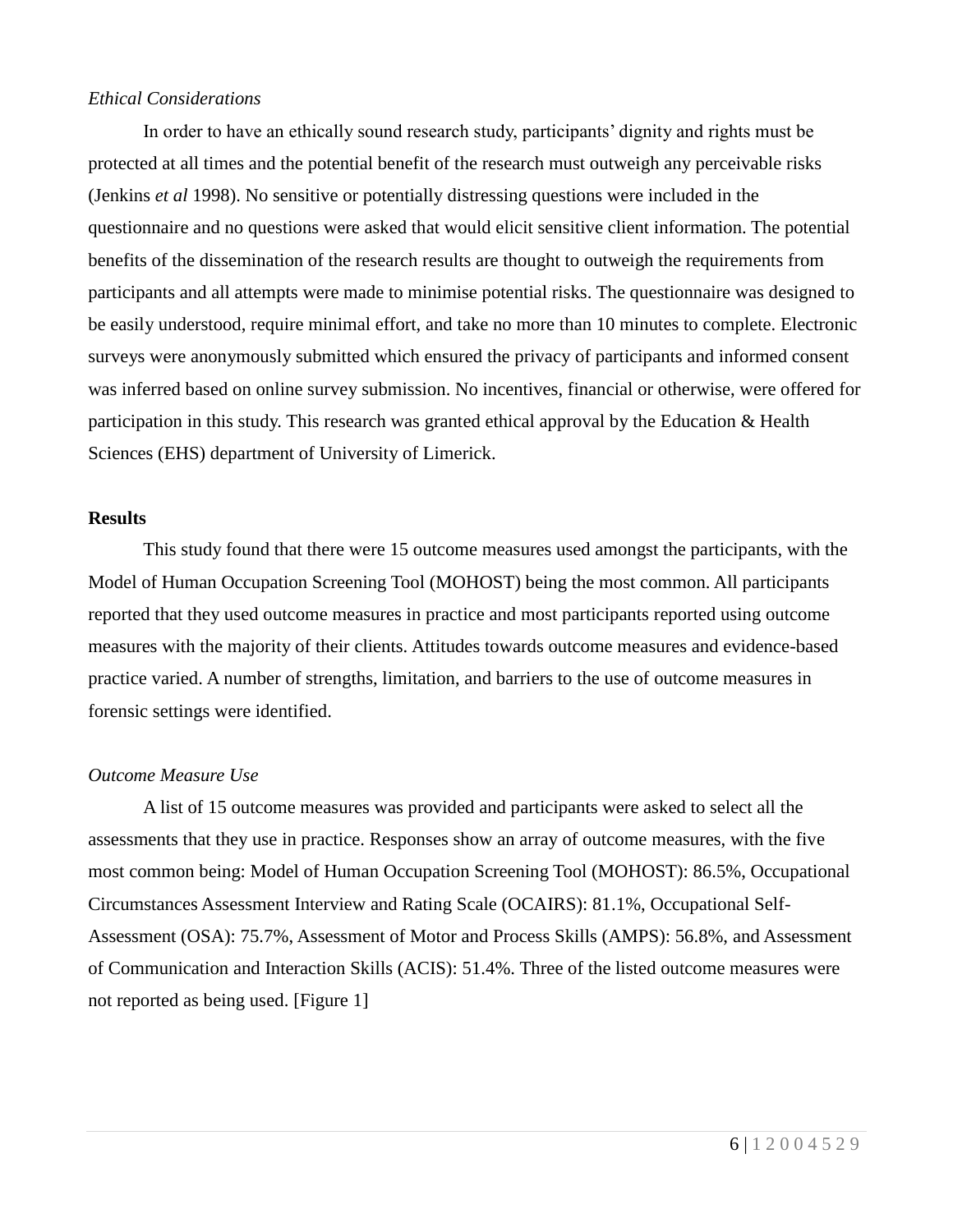*Ethical Considerations*

In order to have an ethically sound research study, participants' dignity and rights must be protected at all times and the potential benefit of the research must outweigh any perceivable risks (Jenkins *et al* 1998). No sensitive or potentially distressing questions were included in the questionnaire and no questions were asked that would elicit sensitive client information. The potential benefits of the dissemination of the research results are thought to outweigh the requirements from participants and all attempts were made to minimise potential risks. The questionnaire was designed to be easily understood, require minimal effort, and take no more than 10 minutes to complete. Electronic surveys were anonymously submitted which ensured the privacy of participants and informed consent was inferred based on online survey submission. No incentives, financial or otherwise, were offered for participation in this study. This research was granted ethical approval by the Education & Health Sciences (EHS) department of University of Limerick.

**Results**

This study found that there were 15 outcome measures used amongst the participants, with the Model of Human Occupation Screening Tool (MOHOST) being the most common. All participants reported that they used outcome measures in practice and most participants reported using outcome measures with the majority of their clients. Attitudes towards outcome measures and evidence-based practice varied. A number of strengths, limitation, and barriers to the use of outcome measures in forensic settings were identified.

*Outcome Measure Use*

A list of 15 outcome measures was provided and participants were asked to select all the assessments that they use in practice. Responses show an array of outcome measures, with the five most common being: Model of Human Occupation Screening Tool (MOHOST): 86.5%, Occupational Circumstances Assessment Interview and Rating Scale (OCAIRS): 81.1%, Occupational Self-Assessment (OSA): 75.7%, Assessment of Motor and Process Skills (AMPS): 56.8%, and Assessment of Communication and Interaction Skills (ACIS): 51.4%. Three of the listed outcome measures were not reported as being used. [Figure 1]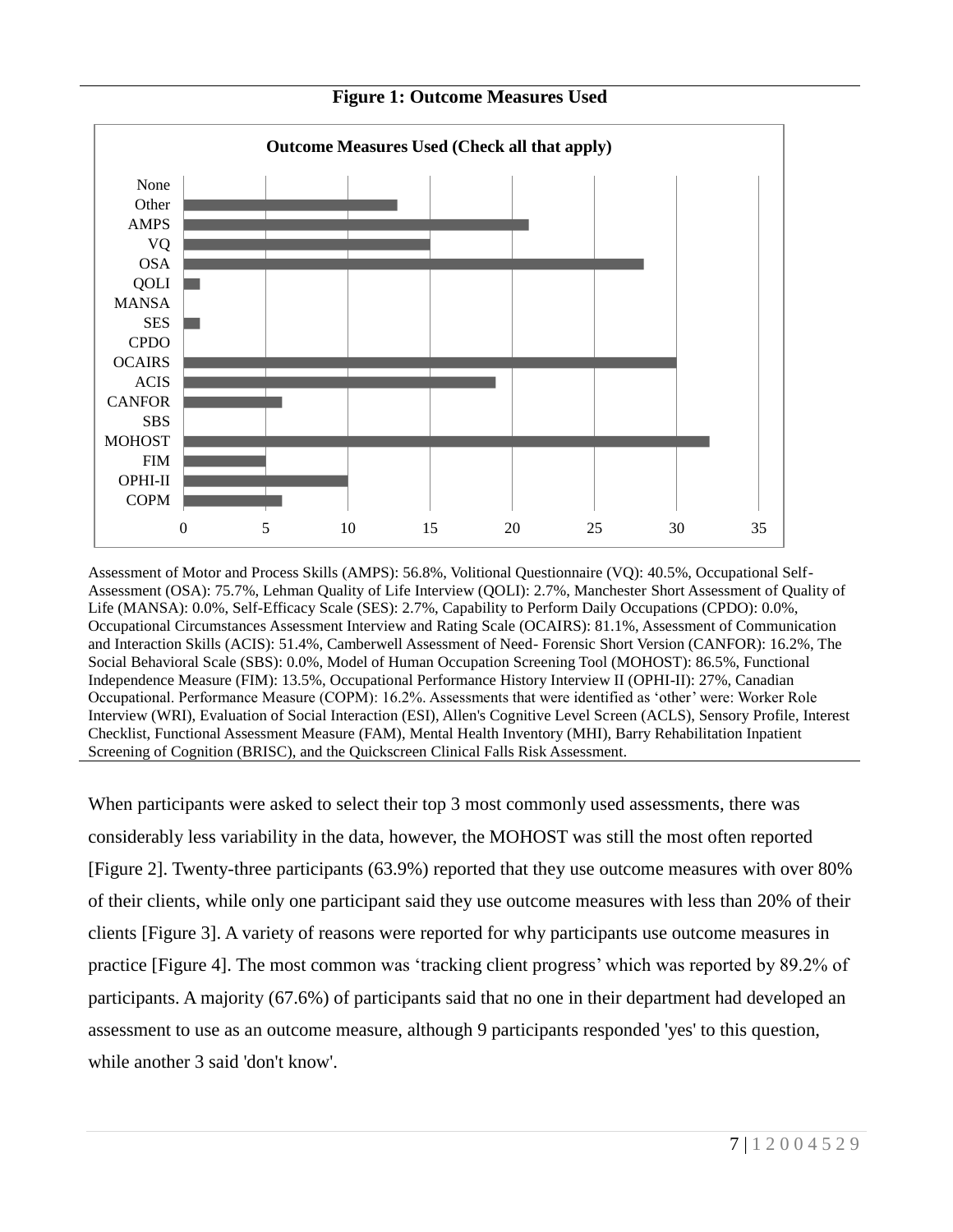**Figure 1: Outcome Measures Used**

Outcome Measures Used (Check all that apply)

| Measure | Count |
|---|---|
| None | 0 |
| Other | 13 |
| AMPS | 21 |
| VQ | 15 |
| OSA | 28 |
| QOLI | 1 |
| MANSA | 0 |
| SES | 1 |
| CPDO | 0 |
| OCAIRS | 30 |
| ACIS | 19 |
| CANFOR | 6 |
| SBS | 0 |
| MOHOST | 32 |
| FIM | 5 |
| OPHI-II | 10 |
| COPM | 6 |

Assessment of Motor and Process Skills (AMPS): 56.8%, Volitional Questionnaire (VQ): 40.5%, Occupational Self-Assessment (OSA): 75.7%, Lehman Quality of Life Interview (QOLI): 2.7%, Manchester Short Assessment of Quality of Life (MANSA): 0.0%, Self-Efficacy Scale (SES): 2.7%, Capability to Perform Daily Occupations (CPDO): 0.0%, Occupational Circumstances Assessment Interview and Rating Scale (OCAIRS): 81.1%, Assessment of Communication and Interaction Skills (ACIS): 51.4%, Camberwell Assessment of Need- Forensic Short Version (CANFOR): 16.2%, The Social Behavioral Scale (SBS): 0.0%, Model of Human Occupation Screening Tool (MOHOST): 86.5%, Functional Independence Measure (FIM): 13.5%, Occupational Performance History Interview II (OPHI-II): 27%, Canadian Occupational. Performance Measure (COPM): 16.2%. Assessments that were identified as 'other' were: Worker Role Interview (WRI), Evaluation of Social Interaction (ESI), Allen's Cognitive Level Screen (ACLS), Sensory Profile, Interest Checklist, Functional Assessment Measure (FAM), Mental Health Inventory (MHI), Barry Rehabilitation Inpatient Screening of Cognition (BRISC), and the Quickscreen Clinical Falls Risk Assessment.

When participants were asked to select their top 3 most commonly used assessments, there was considerably less variability in the data, however, the MOHOST was still the most often reported [Figure 2]. Twenty-three participants (63.9%) reported that they use outcome measures with over 80% of their clients, while only one participant said they use outcome measures with less than 20% of their clients [Figure 3]. A variety of reasons were reported for why participants use outcome measures in practice [Figure 4]. The most common was 'tracking client progress' which was reported by 89.2% of participants. A majority (67.6%) of participants said that no one in their department had developed an assessment to use as an outcome measure, although 9 participants responded 'yes' to this question, while another 3 said 'don't know'.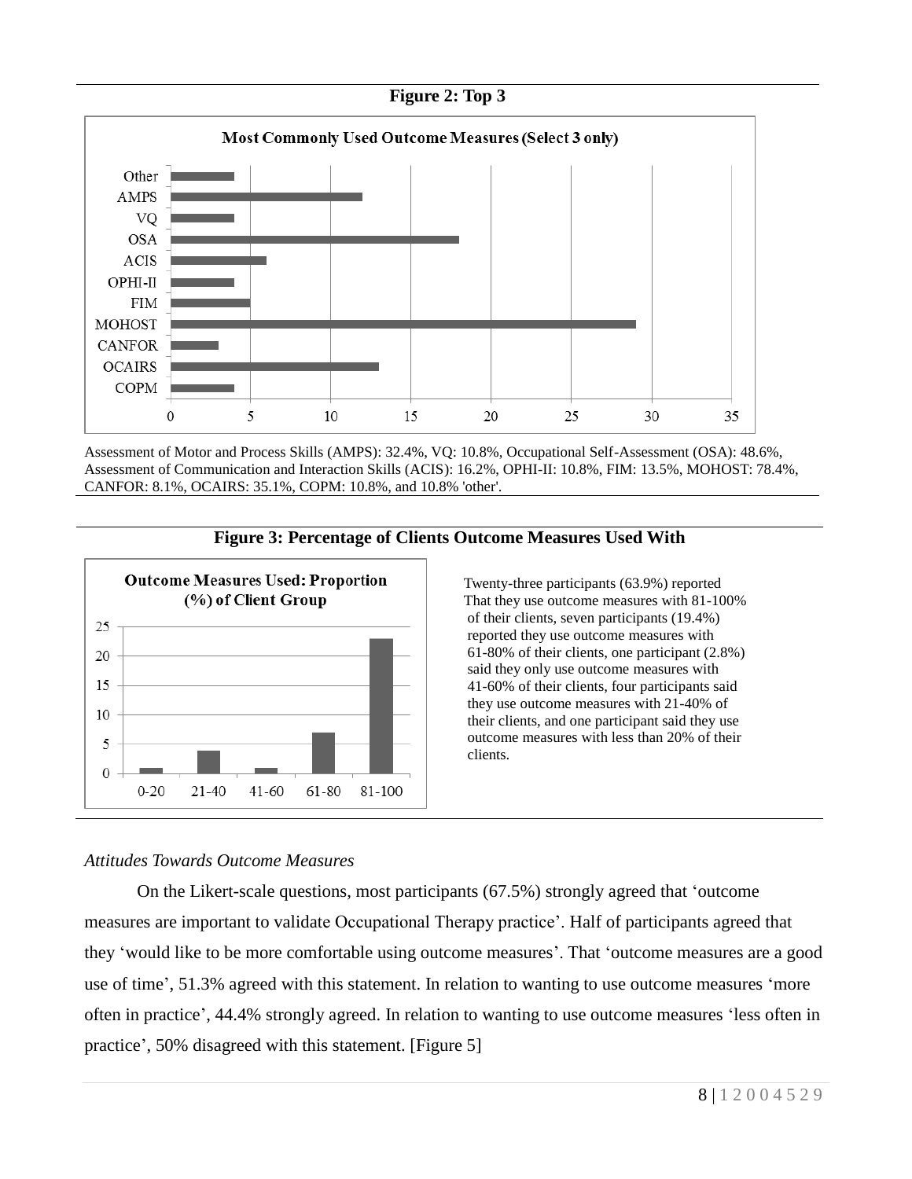**Figure 2: Top 3**

Most Commonly Used Outcome Measures (Select 3 only)

Assessment of Motor and Process Skills (AMPS): 32.4%, VQ: 10.8%, Occupational Self-Assessment (OSA): 48.6%, Assessment of Communication and Interaction Skills (ACIS): 16.2%, OPHI-II: 10.8%, FIM: 13.5%, MOHOST: 78.4%, CANFOR: 8.1%, OCAIRS: 35.1%, COPM: 10.8%, and 10.8% 'other'.

**Figure 3: Percentage of Clients Outcome Measures Used With**

Outcome Measures Used: Proportion (%) of Client Group

Twenty-three participants (63.9%) reported That they use outcome measures with 81-100% of their clients, seven participants (19.4%) reported they use outcome measures with 61-80% of their clients, one participant (2.8%) said they only use outcome measures with 41-60% of their clients, four participants said they use outcome measures with 21-40% of their clients, and one participant said they use outcome measures with less than 20% of their clients.

*Attitudes Towards Outcome Measures*

On the Likert-scale questions, most participants (67.5%) strongly agreed that 'outcome measures are important to validate Occupational Therapy practice'. Half of participants agreed that they 'would like to be more comfortable using outcome measures'. That 'outcome measures are a good use of time', 51.3% agreed with this statement. In relation to wanting to use outcome measures 'more often in practice', 44.4% strongly agreed. In relation to wanting to use outcome measures 'less often in practice', 50% disagreed with this statement. [Figure 5]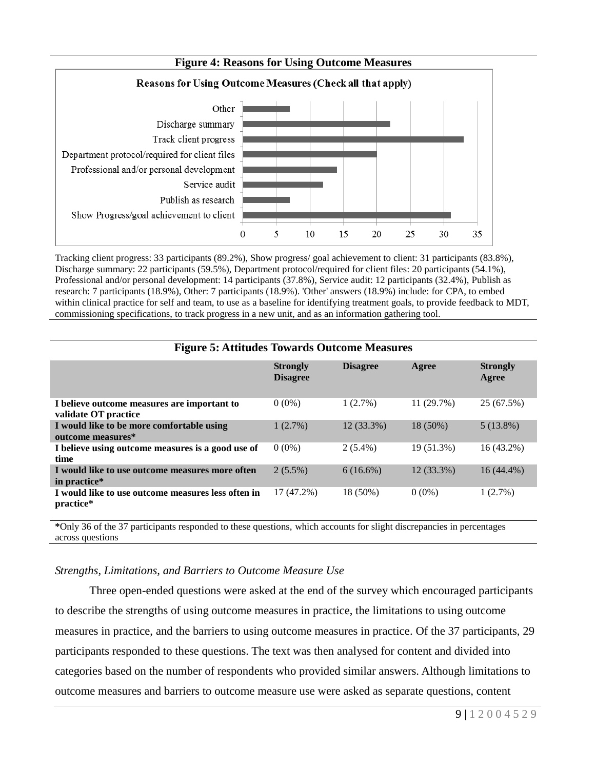**Figure 4: Reasons for Using Outcome Measures**

Reasons for Using Outcome Measures (Check all that apply)

| Reason | Participants |
| --- | --- |
| Other | 7 |
| Discharge summary | 22 |
| Track client progress | 33 |
| Department protocol/required for client files | 20 |
| Professional and/or personal development | 14 |
| Service audit | 12 |
| Publish as research | 7 |
| Show Progress/goal achievement to client | 31 |

Tracking client progress: 33 participants (89.2%), Show progress/ goal achievement to client: 31 participants (83.8%), Discharge summary: 22 participants (59.5%), Department protocol/required for client files: 20 participants (54.1%), Professional and/or personal development: 14 participants (37.8%), Service audit: 12 participants (32.4%), Publish as research: 7 participants (18.9%), Other: 7 participants (18.9%). 'Other' answers (18.9%) include: for CPA, to embed within clinical practice for self and team, to use as a baseline for identifying treatment goals, to provide feedback to MDT, commissioning specifications, to track progress in a new unit, and as an information gathering tool.

**Figure 5: Attitudes Towards Outcome Measures**

| | Strongly Disagree | Disagree | Agree | Strongly Agree |
| --- | --- | --- | --- | --- |
| **I believe outcome measures are important to validate OT practice** | 0 (0%) | 1 (2.7%) | 11 (29.7%) | 25 (67.5%) |
| **I would like to be more comfortable using outcome measures*** | 1 (2.7%) | 12 (33.3%) | 18 (50%) | 5 (13.8%) |
| **I believe using outcome measures is a good use of time** | 0 (0%) | 2 (5.4%) | 19 (51.3%) | 16 (43.2%) |
| **I would like to use outcome measures more often in practice*** | 2 (5.5%) | 6 (16.6%) | 12 (33.3%) | 16 (44.4%) |
| **I would like to use outcome measures less often in practice*** | 17 (47.2%) | 18 (50%) | 0 (0%) | 1 (2.7%) |

***Only 36 of the 37 participants responded to these questions, which accounts for slight discrepancies in percentages across questions

*Strengths, Limitations, and Barriers to Outcome Measure Use*

Three open-ended questions were asked at the end of the survey which encouraged participants to describe the strengths of using outcome measures in practice, the limitations to using outcome measures in practice, and the barriers to using outcome measures in practice. Of the 37 participants, 29 participants responded to these questions. The text was then analysed for content and divided into categories based on the number of respondents who provided similar answers. Although limitations to outcome measures and barriers to outcome measure use were asked as separate questions, content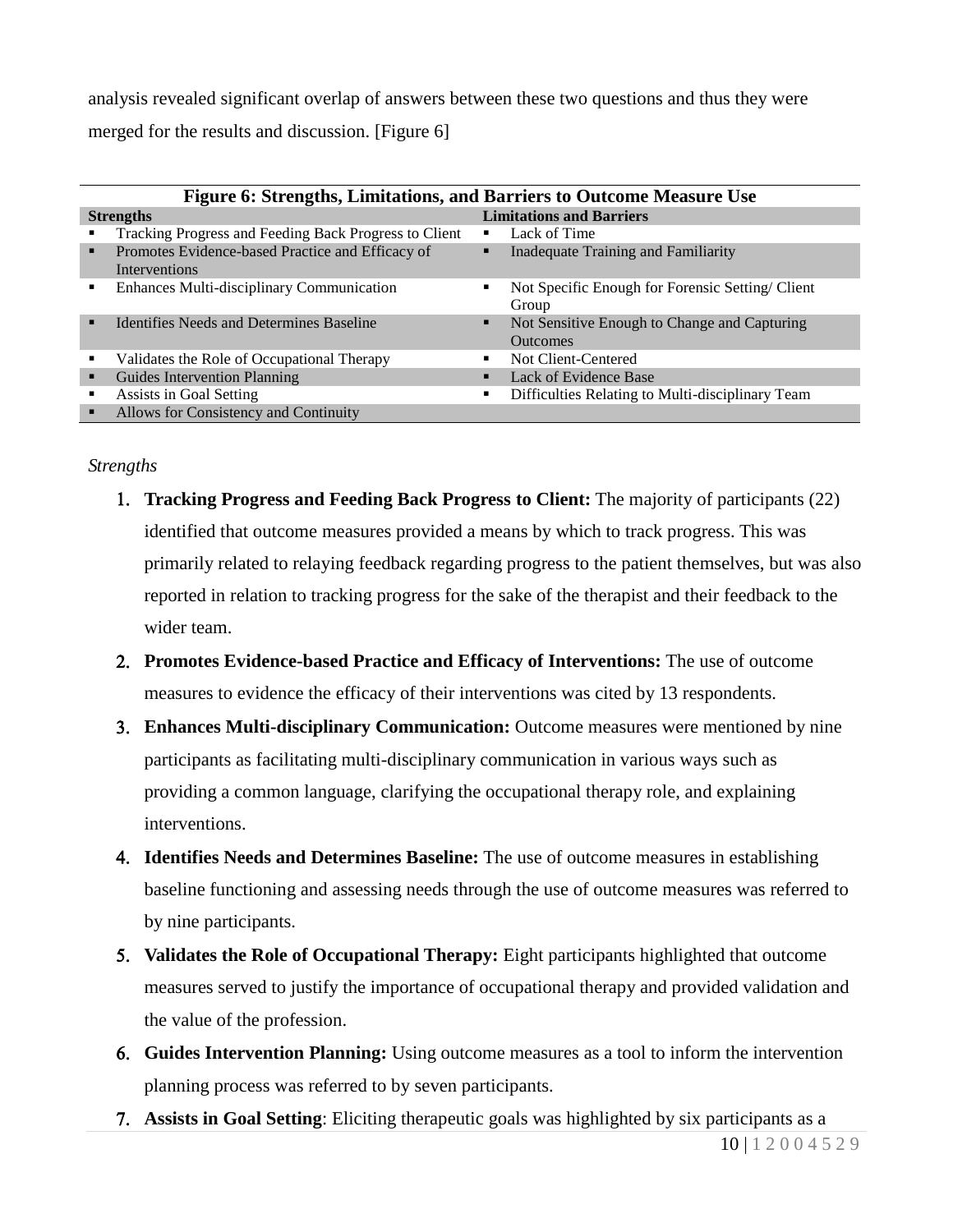analysis revealed significant overlap of answers between these two questions and thus they were merged for the results and discussion. [Figure 6]

**Figure 6: Strengths, Limitations, and Barriers to Outcome Measure Use**

| Strengths | Limitations and Barriers |
|---|---|
| ▪ Tracking Progress and Feeding Back Progress to Client | ▪ Lack of Time |
| ▪ Promotes Evidence-based Practice and Efficacy of Interventions | ▪ Inadequate Training and Familiarity |
| ▪ Enhances Multi-disciplinary Communication | ▪ Not Specific Enough for Forensic Setting/ Client Group |
| ▪ Identifies Needs and Determines Baseline | ▪ Not Sensitive Enough to Change and Capturing Outcomes |
| ▪ Validates the Role of Occupational Therapy | ▪ Not Client-Centered |
| ▪ Guides Intervention Planning | ▪ Lack of Evidence Base |
| ▪ Assists in Goal Setting | ▪ Difficulties Relating to Multi-disciplinary Team |
| ▪ Allows for Consistency and Continuity | |

*Strengths*

1. **Tracking Progress and Feeding Back Progress to Client:** The majority of participants (22) identified that outcome measures provided a means by which to track progress. This was primarily related to relaying feedback regarding progress to the patient themselves, but was also reported in relation to tracking progress for the sake of the therapist and their feedback to the wider team.
2. **Promotes Evidence-based Practice and Efficacy of Interventions:** The use of outcome measures to evidence the efficacy of their interventions was cited by 13 respondents.
3. **Enhances Multi-disciplinary Communication:** Outcome measures were mentioned by nine participants as facilitating multi-disciplinary communication in various ways such as providing a common language, clarifying the occupational therapy role, and explaining interventions.
4. **Identifies Needs and Determines Baseline:** The use of outcome measures in establishing baseline functioning and assessing needs through the use of outcome measures was referred to by nine participants.
5. **Validates the Role of Occupational Therapy:** Eight participants highlighted that outcome measures served to justify the importance of occupational therapy and provided validation and the value of the profession.
6. **Guides Intervention Planning:** Using outcome measures as a tool to inform the intervention planning process was referred to by seven participants.
7. **Assists in Goal Setting**: Eliciting therapeutic goals was highlighted by six participants as a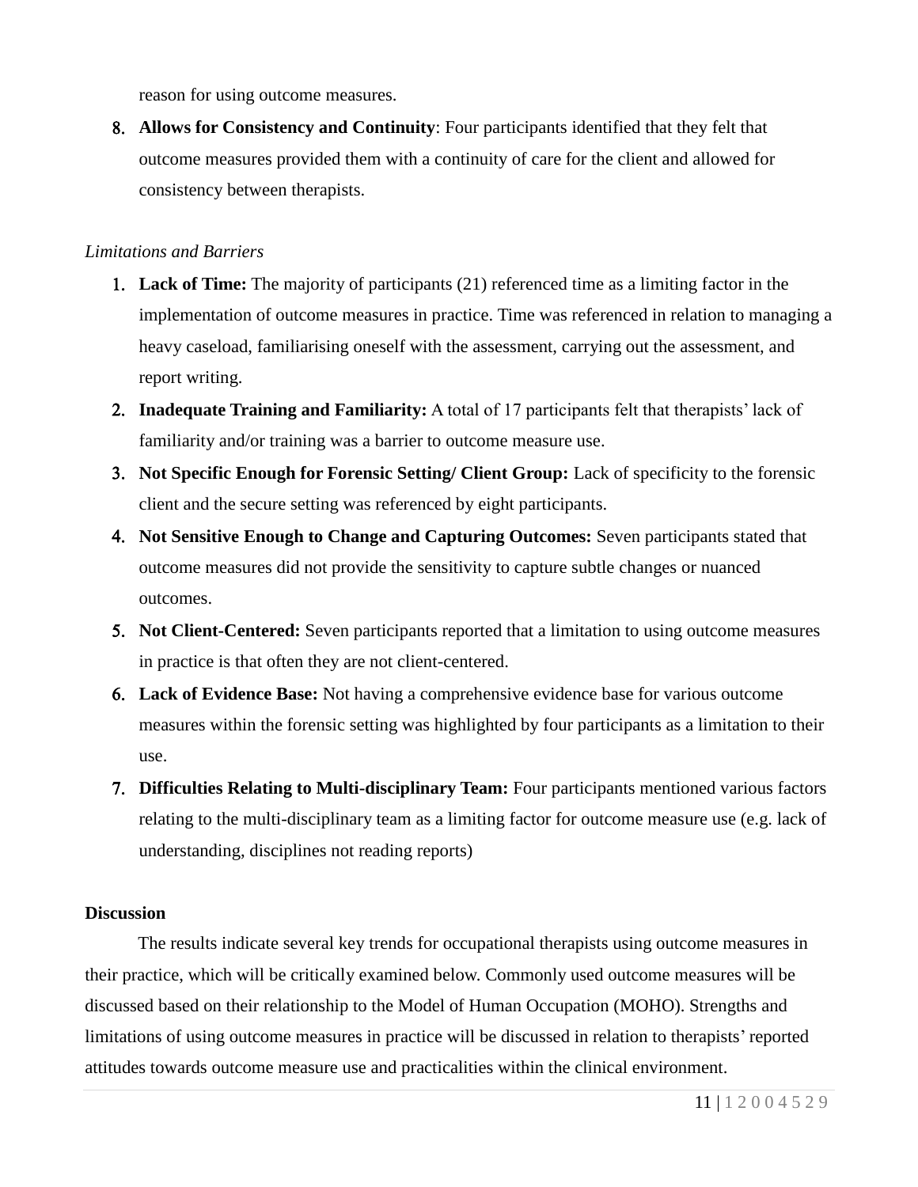reason for using outcome measures.

8. **Allows for Consistency and Continuity**: Four participants identified that they felt that outcome measures provided them with a continuity of care for the client and allowed for consistency between therapists.

*Limitations and Barriers*

1. **Lack of Time:** The majority of participants (21) referenced time as a limiting factor in the implementation of outcome measures in practice. Time was referenced in relation to managing a heavy caseload, familiarising oneself with the assessment, carrying out the assessment, and report writing.
2. **Inadequate Training and Familiarity:** A total of 17 participants felt that therapists' lack of familiarity and/or training was a barrier to outcome measure use.
3. **Not Specific Enough for Forensic Setting/ Client Group:** Lack of specificity to the forensic client and the secure setting was referenced by eight participants.
4. **Not Sensitive Enough to Change and Capturing Outcomes:** Seven participants stated that outcome measures did not provide the sensitivity to capture subtle changes or nuanced outcomes.
5. **Not Client-Centered:** Seven participants reported that a limitation to using outcome measures in practice is that often they are not client-centered.
6. **Lack of Evidence Base:** Not having a comprehensive evidence base for various outcome measures within the forensic setting was highlighted by four participants as a limitation to their use.
7. **Difficulties Relating to Multi-disciplinary Team:** Four participants mentioned various factors relating to the multi-disciplinary team as a limiting factor for outcome measure use (e.g. lack of understanding, disciplines not reading reports)

**Discussion**

The results indicate several key trends for occupational therapists using outcome measures in their practice, which will be critically examined below. Commonly used outcome measures will be discussed based on their relationship to the Model of Human Occupation (MOHO). Strengths and limitations of using outcome measures in practice will be discussed in relation to therapists' reported attitudes towards outcome measure use and practicalities within the clinical environment.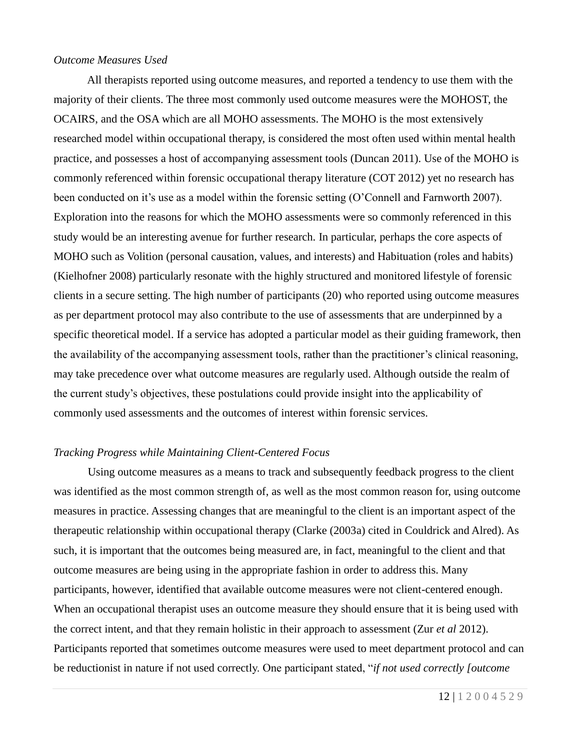*Outcome Measures Used*

All therapists reported using outcome measures, and reported a tendency to use them with the majority of their clients. The three most commonly used outcome measures were the MOHOST, the OCAIRS, and the OSA which are all MOHO assessments. The MOHO is the most extensively researched model within occupational therapy, is considered the most often used within mental health practice, and possesses a host of accompanying assessment tools (Duncan 2011). Use of the MOHO is commonly referenced within forensic occupational therapy literature (COT 2012) yet no research has been conducted on it's use as a model within the forensic setting (O'Connell and Farnworth 2007). Exploration into the reasons for which the MOHO assessments were so commonly referenced in this study would be an interesting avenue for further research. In particular, perhaps the core aspects of MOHO such as Volition (personal causation, values, and interests) and Habituation (roles and habits) (Kielhofner 2008) particularly resonate with the highly structured and monitored lifestyle of forensic clients in a secure setting. The high number of participants (20) who reported using outcome measures as per department protocol may also contribute to the use of assessments that are underpinned by a specific theoretical model. If a service has adopted a particular model as their guiding framework, then the availability of the accompanying assessment tools, rather than the practitioner's clinical reasoning, may take precedence over what outcome measures are regularly used. Although outside the realm of the current study's objectives, these postulations could provide insight into the applicability of commonly used assessments and the outcomes of interest within forensic services.

*Tracking Progress while Maintaining Client-Centered Focus*

Using outcome measures as a means to track and subsequently feedback progress to the client was identified as the most common strength of, as well as the most common reason for, using outcome measures in practice. Assessing changes that are meaningful to the client is an important aspect of the therapeutic relationship within occupational therapy (Clarke (2003a) cited in Couldrick and Alred). As such, it is important that the outcomes being measured are, in fact, meaningful to the client and that outcome measures are being using in the appropriate fashion in order to address this. Many participants, however, identified that available outcome measures were not client-centered enough. When an occupational therapist uses an outcome measure they should ensure that it is being used with the correct intent, and that they remain holistic in their approach to assessment (Zur *et al* 2012). Participants reported that sometimes outcome measures were used to meet department protocol and can be reductionist in nature if not used correctly. One participant stated, "*if not used correctly [outcome*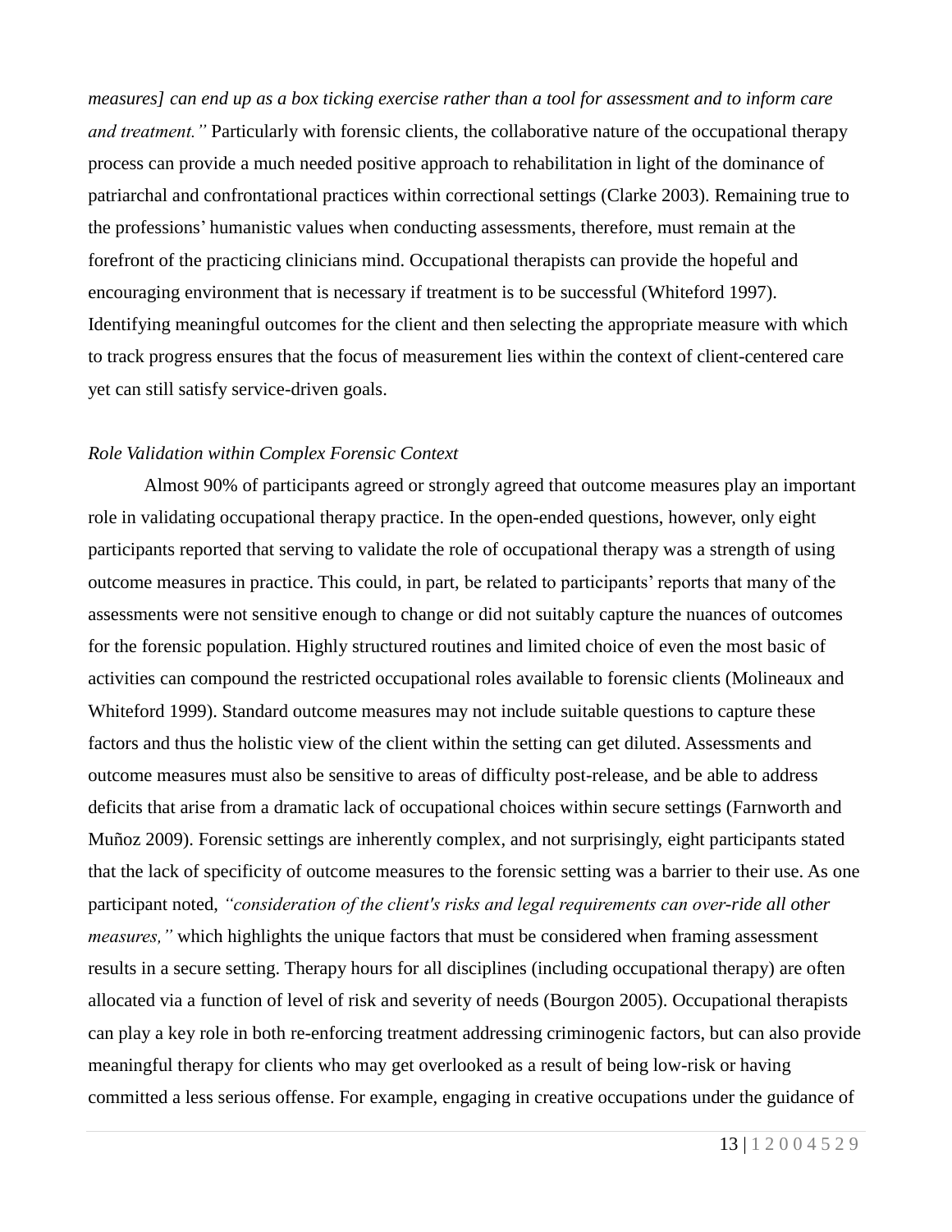*measures] can end up as a box ticking exercise rather than a tool for assessment and to inform care and treatment."* Particularly with forensic clients, the collaborative nature of the occupational therapy process can provide a much needed positive approach to rehabilitation in light of the dominance of patriarchal and confrontational practices within correctional settings (Clarke 2003). Remaining true to the professions' humanistic values when conducting assessments, therefore, must remain at the forefront of the practicing clinicians mind. Occupational therapists can provide the hopeful and encouraging environment that is necessary if treatment is to be successful (Whiteford 1997). Identifying meaningful outcomes for the client and then selecting the appropriate measure with which to track progress ensures that the focus of measurement lies within the context of client-centered care yet can still satisfy service-driven goals.

*Role Validation within Complex Forensic Context*

Almost 90% of participants agreed or strongly agreed that outcome measures play an important role in validating occupational therapy practice. In the open-ended questions, however, only eight participants reported that serving to validate the role of occupational therapy was a strength of using outcome measures in practice. This could, in part, be related to participants' reports that many of the assessments were not sensitive enough to change or did not suitably capture the nuances of outcomes for the forensic population. Highly structured routines and limited choice of even the most basic of activities can compound the restricted occupational roles available to forensic clients (Molineaux and Whiteford 1999). Standard outcome measures may not include suitable questions to capture these factors and thus the holistic view of the client within the setting can get diluted. Assessments and outcome measures must also be sensitive to areas of difficulty post-release, and be able to address deficits that arise from a dramatic lack of occupational choices within secure settings (Farnworth and Muñoz 2009). Forensic settings are inherently complex, and not surprisingly, eight participants stated that the lack of specificity of outcome measures to the forensic setting was a barrier to their use. As one participant noted, *"consideration of the client's risks and legal requirements can over-ride all other measures,"* which highlights the unique factors that must be considered when framing assessment results in a secure setting. Therapy hours for all disciplines (including occupational therapy) are often allocated via a function of level of risk and severity of needs (Bourgon 2005). Occupational therapists can play a key role in both re-enforcing treatment addressing criminogenic factors, but can also provide meaningful therapy for clients who may get overlooked as a result of being low-risk or having committed a less serious offense. For example, engaging in creative occupations under the guidance of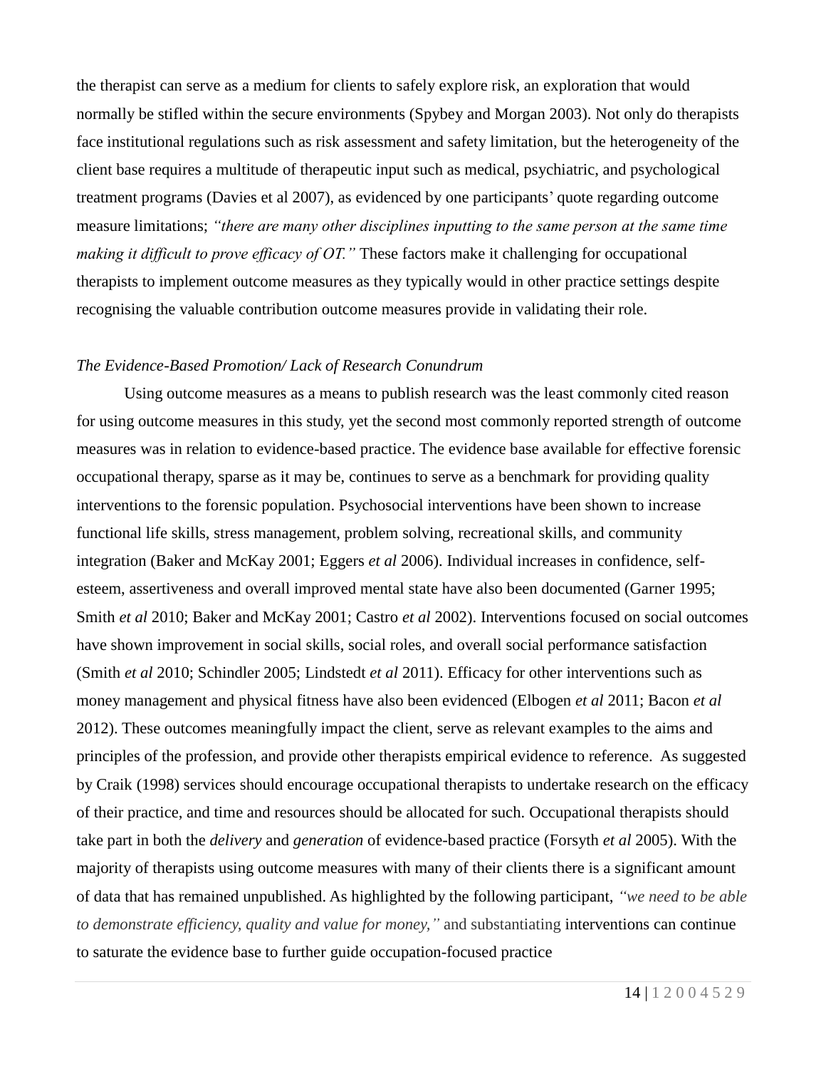the therapist can serve as a medium for clients to safely explore risk, an exploration that would normally be stifled within the secure environments (Spybey and Morgan 2003). Not only do therapists face institutional regulations such as risk assessment and safety limitation, but the heterogeneity of the client base requires a multitude of therapeutic input such as medical, psychiatric, and psychological treatment programs (Davies et al 2007), as evidenced by one participants' quote regarding outcome measure limitations; *"there are many other disciplines inputting to the same person at the same time making it difficult to prove efficacy of OT."* These factors make it challenging for occupational therapists to implement outcome measures as they typically would in other practice settings despite recognising the valuable contribution outcome measures provide in validating their role.

### *The Evidence-Based Promotion/ Lack of Research Conundrum*

Using outcome measures as a means to publish research was the least commonly cited reason for using outcome measures in this study, yet the second most commonly reported strength of outcome measures was in relation to evidence-based practice. The evidence base available for effective forensic occupational therapy, sparse as it may be, continues to serve as a benchmark for providing quality interventions to the forensic population. Psychosocial interventions have been shown to increase functional life skills, stress management, problem solving, recreational skills, and community integration (Baker and McKay 2001; Eggers *et al* 2006). Individual increases in confidence, self-esteem, assertiveness and overall improved mental state have also been documented (Garner 1995; Smith *et al* 2010; Baker and McKay 2001; Castro *et al* 2002). Interventions focused on social outcomes have shown improvement in social skills, social roles, and overall social performance satisfaction (Smith *et al* 2010; Schindler 2005; Lindstedt *et al* 2011). Efficacy for other interventions such as money management and physical fitness have also been evidenced (Elbogen *et al* 2011; Bacon *et al* 2012). These outcomes meaningfully impact the client, serve as relevant examples to the aims and principles of the profession, and provide other therapists empirical evidence to reference. As suggested by Craik (1998) services should encourage occupational therapists to undertake research on the efficacy of their practice, and time and resources should be allocated for such. Occupational therapists should take part in both the *delivery* and *generation* of evidence-based practice (Forsyth *et al* 2005). With the majority of therapists using outcome measures with many of their clients there is a significant amount of data that has remained unpublished. As highlighted by the following participant, *"we need to be able to demonstrate efficiency, quality and value for money,"* and substantiating interventions can continue to saturate the evidence base to further guide occupation-focused practice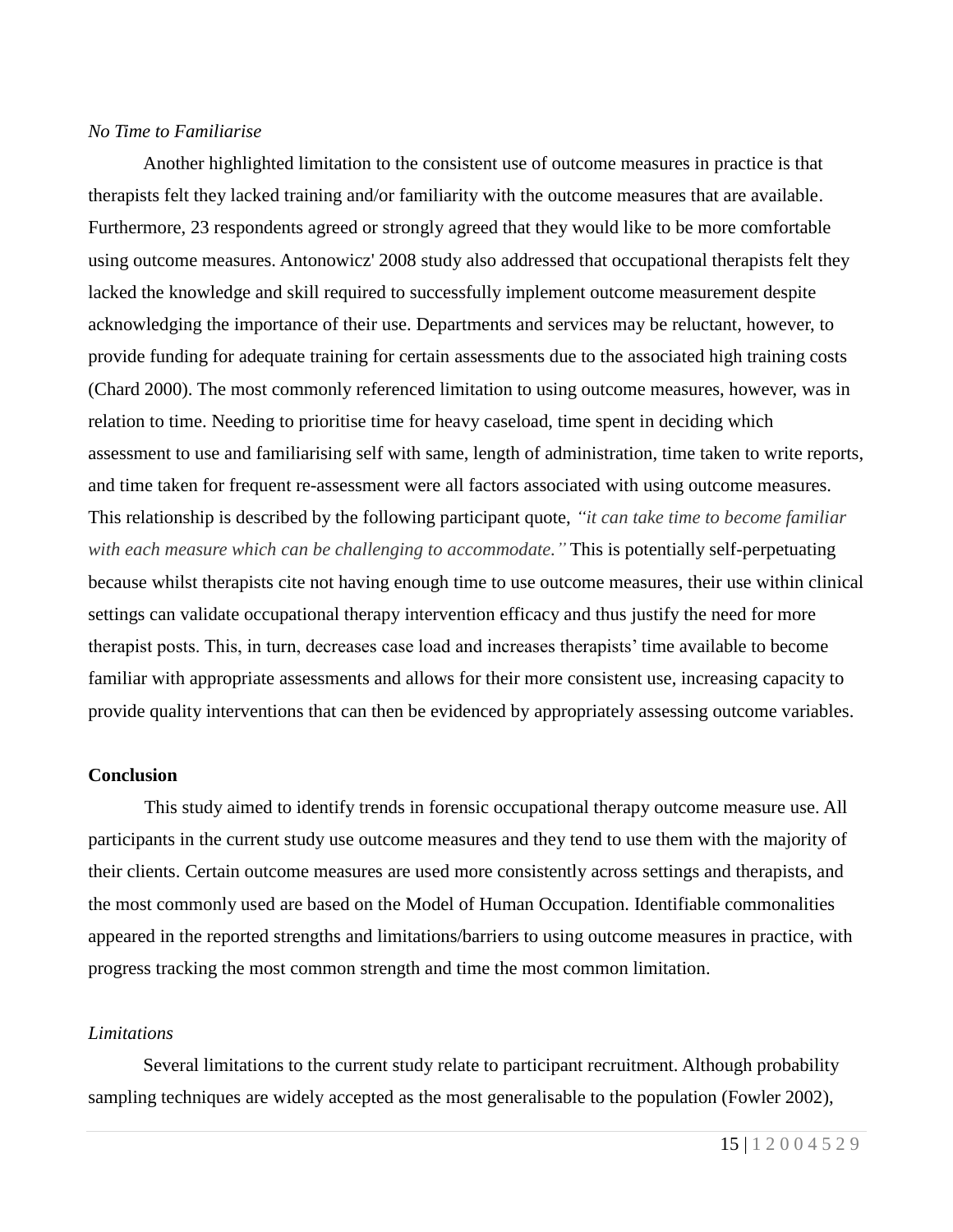*No Time to Familiarise*

Another highlighted limitation to the consistent use of outcome measures in practice is that therapists felt they lacked training and/or familiarity with the outcome measures that are available. Furthermore, 23 respondents agreed or strongly agreed that they would like to be more comfortable using outcome measures. Antonowicz' 2008 study also addressed that occupational therapists felt they lacked the knowledge and skill required to successfully implement outcome measurement despite acknowledging the importance of their use. Departments and services may be reluctant, however, to provide funding for adequate training for certain assessments due to the associated high training costs (Chard 2000). The most commonly referenced limitation to using outcome measures, however, was in relation to time. Needing to prioritise time for heavy caseload, time spent in deciding which assessment to use and familiarising self with same, length of administration, time taken to write reports, and time taken for frequent re-assessment were all factors associated with using outcome measures. This relationship is described by the following participant quote, *"it can take time to become familiar with each measure which can be challenging to accommodate."* This is potentially self-perpetuating because whilst therapists cite not having enough time to use outcome measures, their use within clinical settings can validate occupational therapy intervention efficacy and thus justify the need for more therapist posts. This, in turn, decreases case load and increases therapists' time available to become familiar with appropriate assessments and allows for their more consistent use, increasing capacity to provide quality interventions that can then be evidenced by appropriately assessing outcome variables.

**Conclusion**

This study aimed to identify trends in forensic occupational therapy outcome measure use. All participants in the current study use outcome measures and they tend to use them with the majority of their clients. Certain outcome measures are used more consistently across settings and therapists, and the most commonly used are based on the Model of Human Occupation. Identifiable commonalities appeared in the reported strengths and limitations/barriers to using outcome measures in practice, with progress tracking the most common strength and time the most common limitation.

*Limitations*

Several limitations to the current study relate to participant recruitment. Although probability sampling techniques are widely accepted as the most generalisable to the population (Fowler 2002),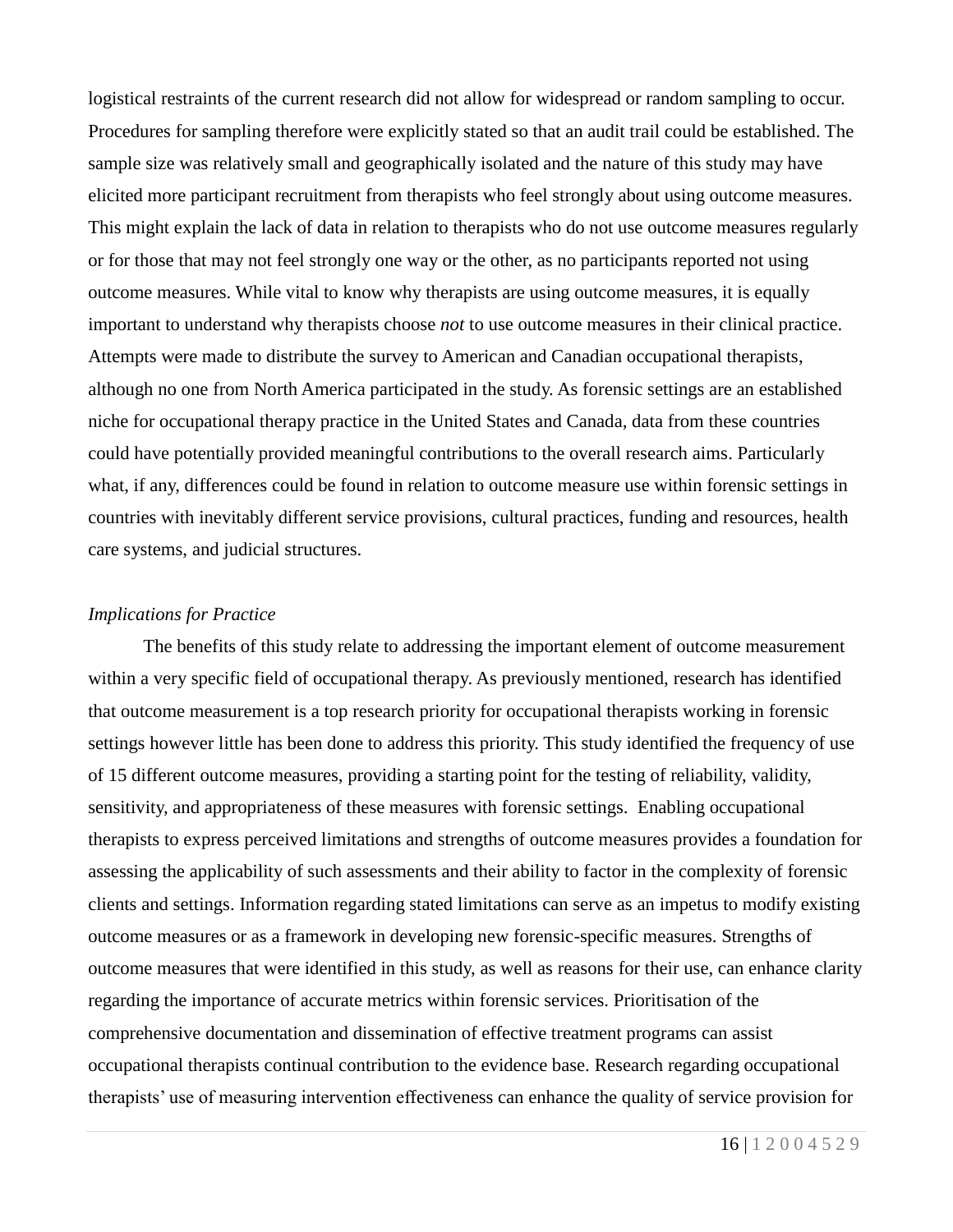logistical restraints of the current research did not allow for widespread or random sampling to occur. Procedures for sampling therefore were explicitly stated so that an audit trail could be established. The sample size was relatively small and geographically isolated and the nature of this study may have elicited more participant recruitment from therapists who feel strongly about using outcome measures. This might explain the lack of data in relation to therapists who do not use outcome measures regularly or for those that may not feel strongly one way or the other, as no participants reported not using outcome measures. While vital to know why therapists are using outcome measures, it is equally important to understand why therapists choose *not* to use outcome measures in their clinical practice. Attempts were made to distribute the survey to American and Canadian occupational therapists, although no one from North America participated in the study. As forensic settings are an established niche for occupational therapy practice in the United States and Canada, data from these countries could have potentially provided meaningful contributions to the overall research aims. Particularly what, if any, differences could be found in relation to outcome measure use within forensic settings in countries with inevitably different service provisions, cultural practices, funding and resources, health care systems, and judicial structures.

*Implications for Practice*

The benefits of this study relate to addressing the important element of outcome measurement within a very specific field of occupational therapy. As previously mentioned, research has identified that outcome measurement is a top research priority for occupational therapists working in forensic settings however little has been done to address this priority. This study identified the frequency of use of 15 different outcome measures, providing a starting point for the testing of reliability, validity, sensitivity, and appropriateness of these measures with forensic settings. Enabling occupational therapists to express perceived limitations and strengths of outcome measures provides a foundation for assessing the applicability of such assessments and their ability to factor in the complexity of forensic clients and settings. Information regarding stated limitations can serve as an impetus to modify existing outcome measures or as a framework in developing new forensic-specific measures. Strengths of outcome measures that were identified in this study, as well as reasons for their use, can enhance clarity regarding the importance of accurate metrics within forensic services. Prioritisation of the comprehensive documentation and dissemination of effective treatment programs can assist occupational therapists continual contribution to the evidence base. Research regarding occupational therapists' use of measuring intervention effectiveness can enhance the quality of service provision for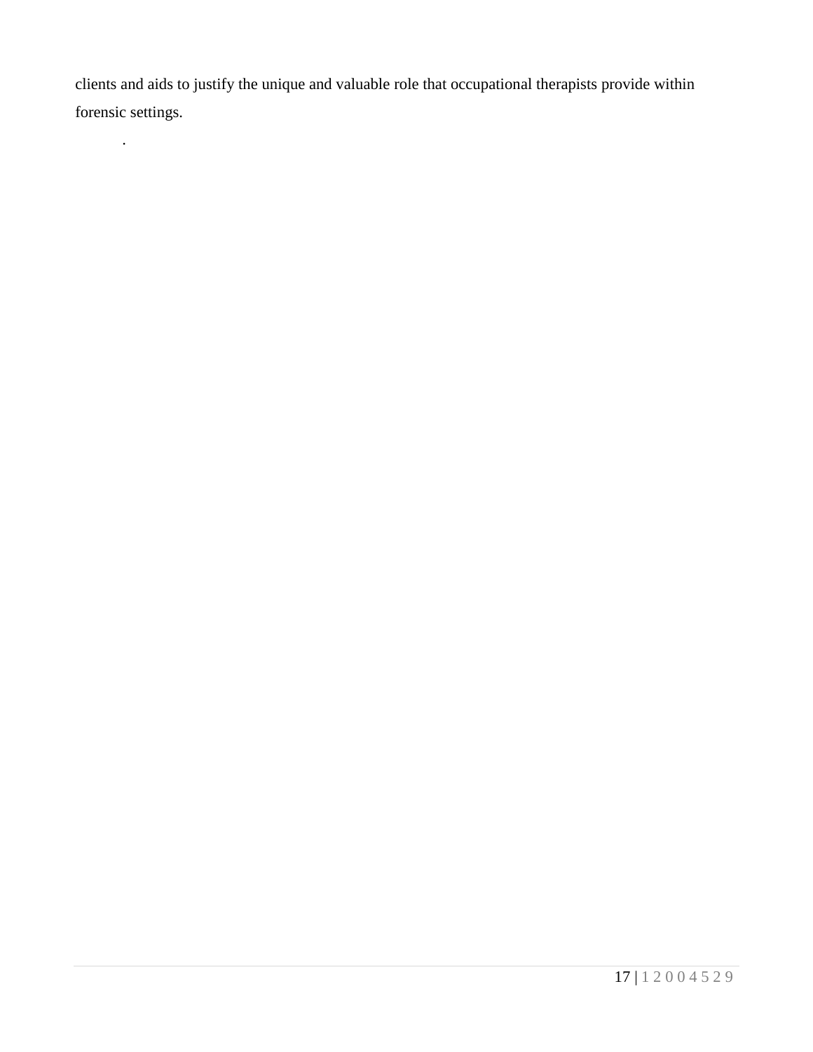clients and aids to justify the unique and valuable role that occupational therapists provide within forensic settings.

.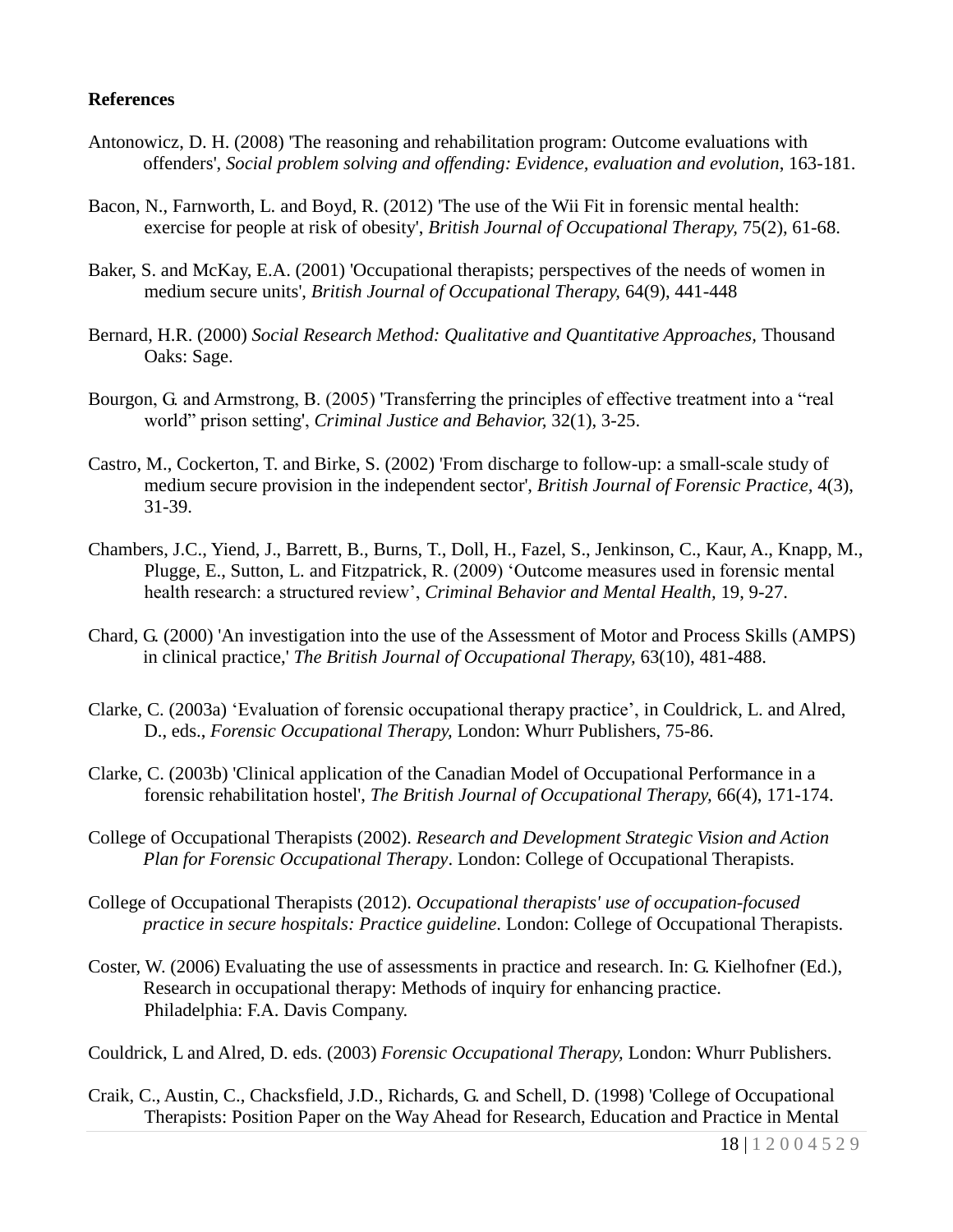**References**

Antonowicz, D. H. (2008) 'The reasoning and rehabilitation program: Outcome evaluations with offenders', *Social problem solving and offending: Evidence, evaluation and evolution*, 163-181.

Bacon, N., Farnworth, L. and Boyd, R. (2012) 'The use of the Wii Fit in forensic mental health: exercise for people at risk of obesity', *British Journal of Occupational Therapy*, 75(2), 61-68.

Baker, S. and McKay, E.A. (2001) 'Occupational therapists; perspectives of the needs of women in medium secure units', *British Journal of Occupational Therapy,* 64(9), 441-448

Bernard, H.R. (2000) *Social Research Method: Qualitative and Quantitative Approaches,* Thousand Oaks: Sage.

Bourgon, G. and Armstrong, B. (2005) 'Transferring the principles of effective treatment into a "real world" prison setting', *Criminal Justice and Behavior,* 32(1), 3-25.

Castro, M., Cockerton, T. and Birke, S. (2002) 'From discharge to follow-up: a small-scale study of medium secure provision in the independent sector', *British Journal of Forensic Practice*, 4(3), 31-39.

Chambers, J.C., Yiend, J., Barrett, B., Burns, T., Doll, H., Fazel, S., Jenkinson, C., Kaur, A., Knapp, M., Plugge, E., Sutton, L. and Fitzpatrick, R. (2009) 'Outcome measures used in forensic mental health research: a structured review', *Criminal Behavior and Mental Health,* 19, 9-27.

Chard, G. (2000) 'An investigation into the use of the Assessment of Motor and Process Skills (AMPS) in clinical practice,' *The British Journal of Occupational Therapy,* 63(10), 481-488.

Clarke, C. (2003a) 'Evaluation of forensic occupational therapy practice', in Couldrick, L. and Alred, D., eds., *Forensic Occupational Therapy,* London: Whurr Publishers, 75-86.

Clarke, C. (2003b) 'Clinical application of the Canadian Model of Occupational Performance in a forensic rehabilitation hostel', *The British Journal of Occupational Therapy,* 66(4), 171-174.

College of Occupational Therapists (2002). *Research and Development Strategic Vision and Action Plan for Forensic Occupational Therapy*. London: College of Occupational Therapists.

College of Occupational Therapists (2012). *Occupational therapists' use of occupation-focused practice in secure hospitals: Practice guideline*. London: College of Occupational Therapists.

Coster, W. (2006) Evaluating the use of assessments in practice and research. In: G. Kielhofner (Ed.), Research in occupational therapy: Methods of inquiry for enhancing practice. Philadelphia: F.A. Davis Company.

Couldrick, L and Alred, D. eds. (2003) *Forensic Occupational Therapy,* London: Whurr Publishers.

Craik, C., Austin, C., Chacksfield, J.D., Richards, G. and Schell, D. (1998) 'College of Occupational Therapists: Position Paper on the Way Ahead for Research, Education and Practice in Mental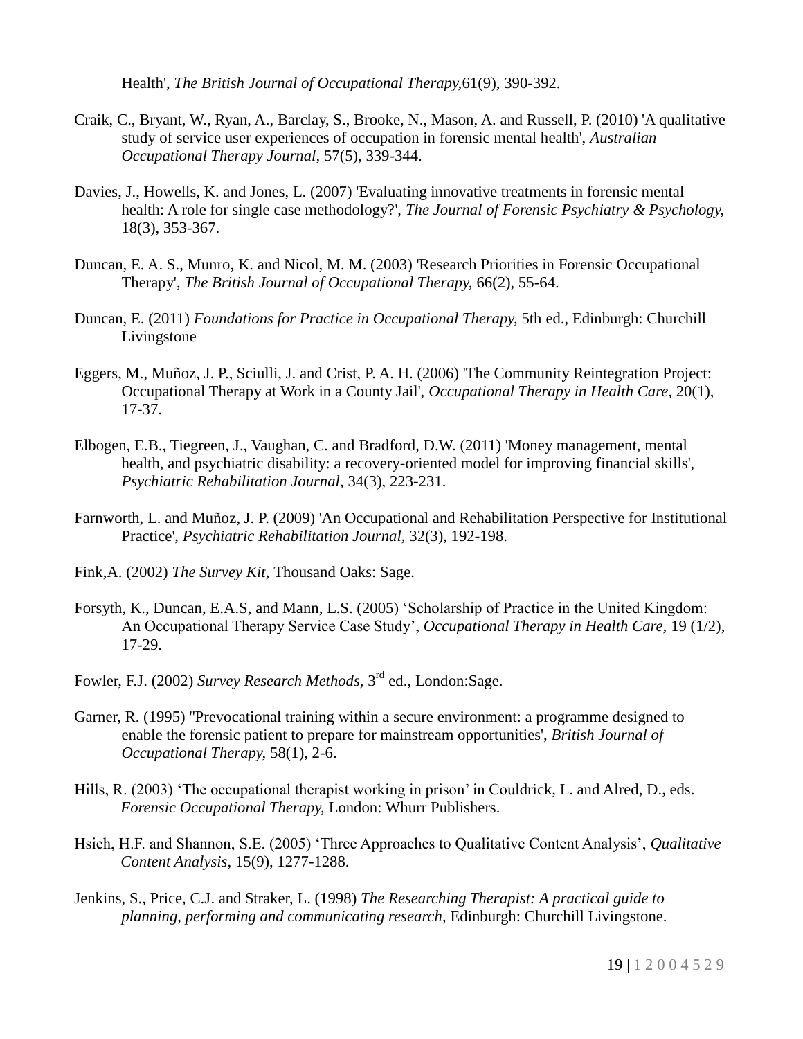Health', *The British Journal of Occupational Therapy,*61(9), 390-392.

Craik, C., Bryant, W., Ryan, A., Barclay, S., Brooke, N., Mason, A. and Russell, P. (2010) 'A qualitative study of service user experiences of occupation in forensic mental health', *Australian Occupational Therapy Journal*, 57(5), 339-344.

Davies, J., Howells, K. and Jones, L. (2007) 'Evaluating innovative treatments in forensic mental health: A role for single case methodology?', *The Journal of Forensic Psychiatry & Psychology,* 18(3), 353-367.

Duncan, E. A. S., Munro, K. and Nicol, M. M. (2003) 'Research Priorities in Forensic Occupational Therapy', *The British Journal of Occupational Therapy,* 66(2), 55-64.

Duncan, E. (2011) *Foundations for Practice in Occupational Therapy,* 5th ed., Edinburgh: Churchill Livingstone

Eggers, M., Muñoz, J. P., Sciulli, J. and Crist, P. A. H. (2006) 'The Community Reintegration Project: Occupational Therapy at Work in a County Jail', *Occupational Therapy in Health Care,* 20(1), 17-37.

Elbogen, E.B., Tiegreen, J., Vaughan, C. and Bradford, D.W. (2011) 'Money management, mental health, and psychiatric disability: a recovery-oriented model for improving financial skills', *Psychiatric Rehabilitation Journal,* 34(3), 223-231.

Farnworth, L. and Muñoz, J. P. (2009) 'An Occupational and Rehabilitation Perspective for Institutional Practice', *Psychiatric Rehabilitation Journal,* 32(3), 192-198.

Fink,A. (2002) *The Survey Kit,* Thousand Oaks: Sage.

Forsyth, K., Duncan, E.A.S, and Mann, L.S. (2005) 'Scholarship of Practice in the United Kingdom: An Occupational Therapy Service Case Study', *Occupational Therapy in Health Care,* 19 (1/2), 17-29.

Fowler, F.J. (2002) *Survey Research Methods*, 3rd ed., London:Sage.

Garner, R. (1995) ''Prevocational training within a secure environment: a programme designed to enable the forensic patient to prepare for mainstream opportunities', *British Journal of Occupational Therapy,* 58(1), 2-6.

Hills, R. (2003) 'The occupational therapist working in prison' in Couldrick, L. and Alred, D., eds. *Forensic Occupational Therapy,* London: Whurr Publishers.

Hsieh, H.F. and Shannon, S.E. (2005) 'Three Approaches to Qualitative Content Analysis', *Qualitative Content Analysis,* 15(9), 1277-1288.

Jenkins, S., Price, C.J. and Straker, L. (1998) *The Researching Therapist: A practical guide to planning, performing and communicating research,* Edinburgh: Churchill Livingstone.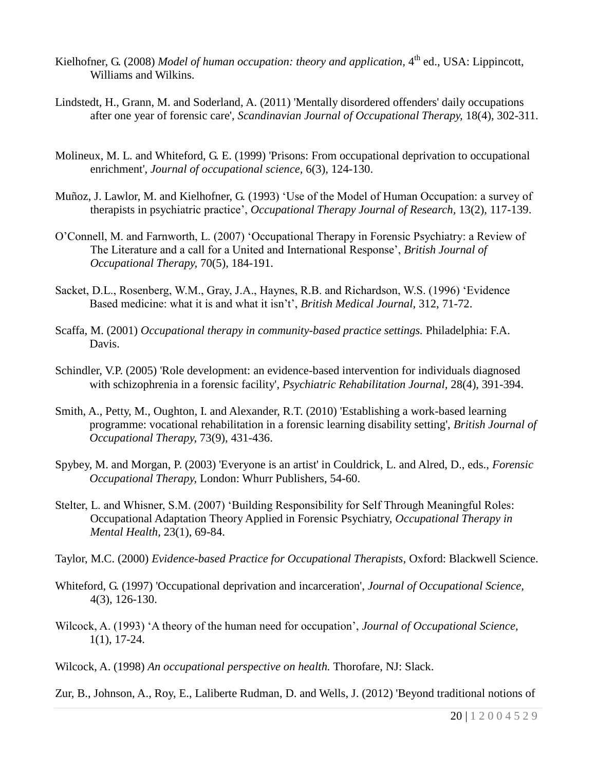Kielhofner, G. (2008) *Model of human occupation: theory and application*, 4th ed., USA: Lippincott, Williams and Wilkins.

Lindstedt, H., Grann, M. and Soderland, A. (2011) 'Mentally disordered offenders' daily occupations after one year of forensic care', *Scandinavian Journal of Occupational Therapy,* 18(4), 302-311.

Molineux, M. L. and Whiteford, G. E. (1999) 'Prisons: From occupational deprivation to occupational enrichment', *Journal of occupational science*, 6(3), 124-130.

Muñoz, J. Lawlor, M. and Kielhofner, G. (1993) 'Use of the Model of Human Occupation: a survey of therapists in psychiatric practice', *Occupational Therapy Journal of Research,* 13(2), 117-139.

O'Connell, M. and Farnworth, L. (2007) 'Occupational Therapy in Forensic Psychiatry: a Review of The Literature and a call for a United and International Response', *British Journal of Occupational Therapy,* 70(5), 184-191.

Sacket, D.L., Rosenberg, W.M., Gray, J.A., Haynes, R.B. and Richardson, W.S. (1996) 'Evidence Based medicine: what it is and what it isn't', *British Medical Journal,* 312, 71-72.

Scaffa, M. (2001) *Occupational therapy in community-based practice settings.* Philadelphia: F.A. Davis.

Schindler, V.P. (2005) 'Role development: an evidence-based intervention for individuals diagnosed with schizophrenia in a forensic facility', *Psychiatric Rehabilitation Journal,* 28(4), 391-394.

Smith, A., Petty, M., Oughton, I. and Alexander, R.T. (2010) 'Establishing a work-based learning programme: vocational rehabilitation in a forensic learning disability setting', *British Journal of Occupational Therapy,* 73(9), 431-436.

Spybey, M. and Morgan, P. (2003) 'Everyone is an artist' in Couldrick, L. and Alred, D., eds., *Forensic Occupational Therapy,* London: Whurr Publishers, 54-60.

Stelter, L. and Whisner, S.M. (2007) 'Building Responsibility for Self Through Meaningful Roles: Occupational Adaptation Theory Applied in Forensic Psychiatry, *Occupational Therapy in Mental Health,* 23(1), 69-84.

Taylor, M.C. (2000) *Evidence-based Practice for Occupational Therapists,* Oxford: Blackwell Science.

Whiteford, G. (1997) 'Occupational deprivation and incarceration', *Journal of Occupational Science,* 4(3), 126-130.

Wilcock, A. (1993) 'A theory of the human need for occupation', *Journal of Occupational Science,* 1(1), 17-24.

Wilcock, A. (1998) *An occupational perspective on health.* Thorofare, NJ: Slack.

Zur, B., Johnson, A., Roy, E., Laliberte Rudman, D. and Wells, J. (2012) 'Beyond traditional notions of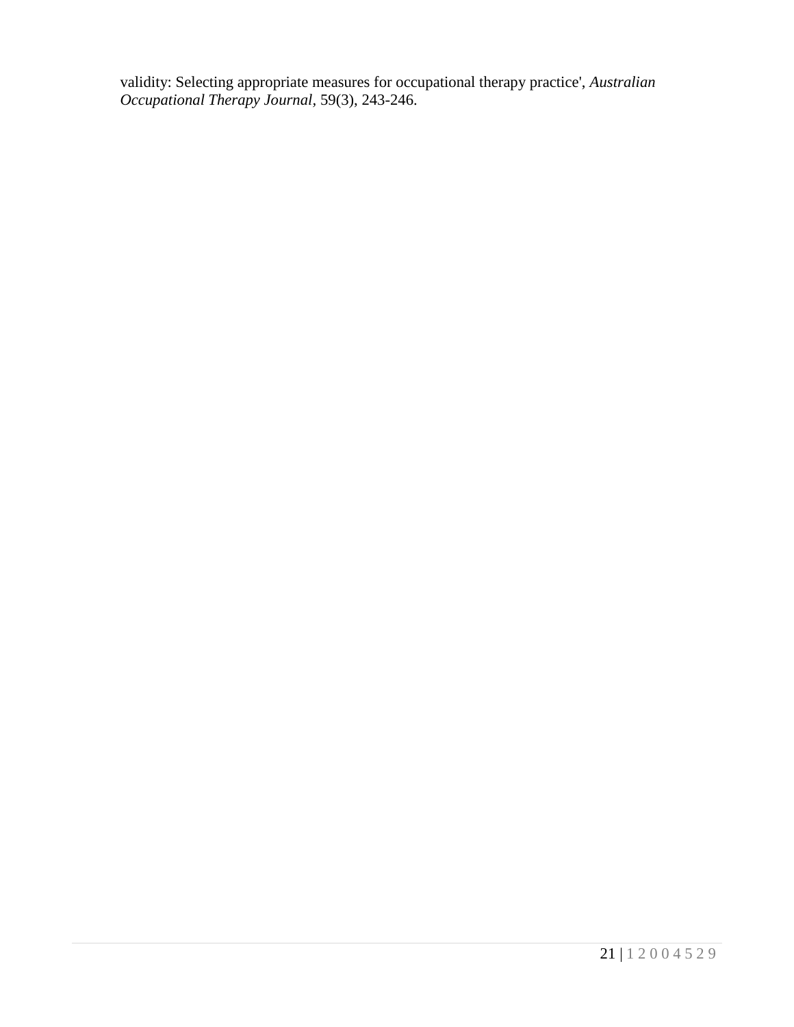validity: Selecting appropriate measures for occupational therapy practice', *Australian Occupational Therapy Journal*, 59(3), 243-246.